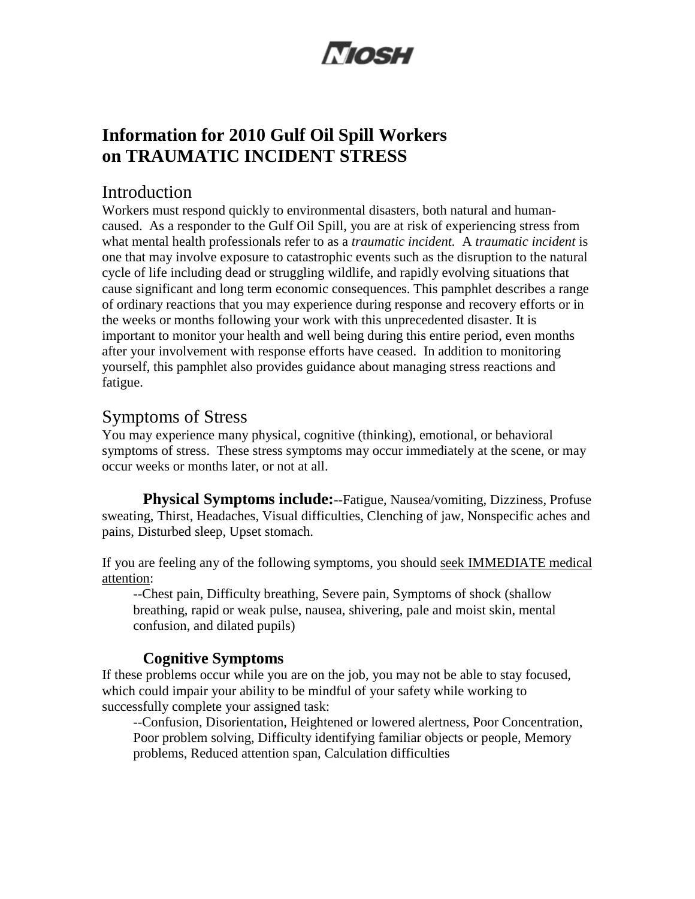NIOSH

# Information for 2010 Gulf Oil Spill Workers on TRAUMATIC INCIDENT STRESS

## Introduction

Workers must respond quickly to environmental disasters, both natural and human-caused. As a responder to the Gulf Oil Spill, you are at risk of experiencing stress from what mental health professionals refer to as a *traumatic incident.* A *traumatic incident* is one that may involve exposure to catastrophic events such as the disruption to the natural cycle of life including dead or struggling wildlife, and rapidly evolving situations that cause significant and long term economic consequences. This pamphlet describes a range of ordinary reactions that you may experience during response and recovery efforts or in the weeks or months following your work with this unprecedented disaster. It is important to monitor your health and well being during this entire period, even months after your involvement with response efforts have ceased. In addition to monitoring yourself, this pamphlet also provides guidance about managing stress reactions and fatigue.

## Symptoms of Stress

You may experience many physical, cognitive (thinking), emotional, or behavioral symptoms of stress. These stress symptoms may occur immediately at the scene, or may occur weeks or months later, or not at all.

**Physical Symptoms include:**--Fatigue, Nausea/vomiting, Dizziness, Profuse sweating, Thirst, Headaches, Visual difficulties, Clenching of jaw, Nonspecific aches and pains, Disturbed sleep, Upset stomach.

If you are feeling any of the following symptoms, you should <u>seek IMMEDIATE medical attention</u>:

--Chest pain, Difficulty breathing, Severe pain, Symptoms of shock (shallow breathing, rapid or weak pulse, nausea, shivering, pale and moist skin, mental confusion, and dilated pupils)

### Cognitive Symptoms

If these problems occur while you are on the job, you may not be able to stay focused, which could impair your ability to be mindful of your safety while working to successfully complete your assigned task:

--Confusion, Disorientation, Heightened or lowered alertness, Poor Concentration, Poor problem solving, Difficulty identifying familiar objects or people, Memory problems, Reduced attention span, Calculation difficulties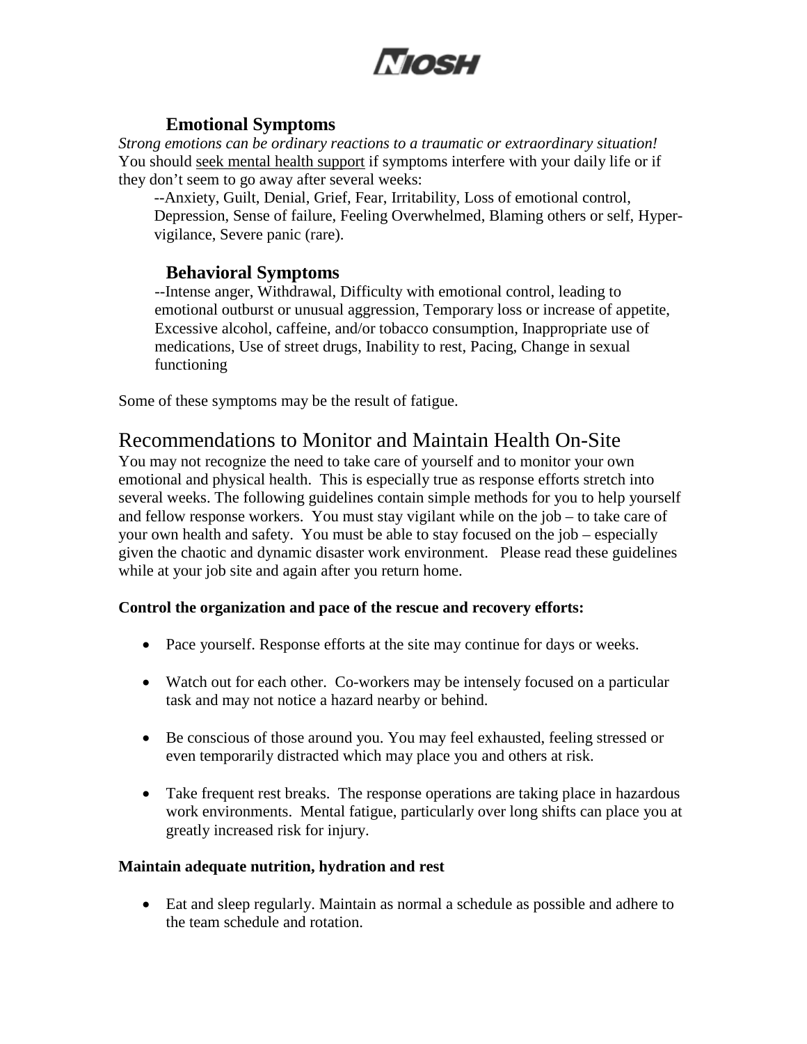### Emotional Symptoms

*Strong emotions can be ordinary reactions to a traumatic or extraordinary situation!* You should seek mental health support if symptoms interfere with your daily life or if they don't seem to go away after several weeks:

--Anxiety, Guilt, Denial, Grief, Fear, Irritability, Loss of emotional control, Depression, Sense of failure, Feeling Overwhelmed, Blaming others or self, Hyper-vigilance, Severe panic (rare).

### Behavioral Symptoms

--Intense anger, Withdrawal, Difficulty with emotional control, leading to emotional outburst or unusual aggression, Temporary loss or increase of appetite, Excessive alcohol, caffeine, and/or tobacco consumption, Inappropriate use of medications, Use of street drugs, Inability to rest, Pacing, Change in sexual functioning

Some of these symptoms may be the result of fatigue.

## Recommendations to Monitor and Maintain Health On-Site

You may not recognize the need to take care of yourself and to monitor your own emotional and physical health. This is especially true as response efforts stretch into several weeks. The following guidelines contain simple methods for you to help yourself and fellow response workers. You must stay vigilant while on the job – to take care of your own health and safety. You must be able to stay focused on the job – especially given the chaotic and dynamic disaster work environment. Please read these guidelines while at your job site and again after you return home.

**Control the organization and pace of the rescue and recovery efforts:**

- Pace yourself. Response efforts at the site may continue for days or weeks.
- Watch out for each other. Co-workers may be intensely focused on a particular task and may not notice a hazard nearby or behind.
- Be conscious of those around you. You may feel exhausted, feeling stressed or even temporarily distracted which may place you and others at risk.
- Take frequent rest breaks. The response operations are taking place in hazardous work environments. Mental fatigue, particularly over long shifts can place you at greatly increased risk for injury.

**Maintain adequate nutrition, hydration and rest**

- Eat and sleep regularly. Maintain as normal a schedule as possible and adhere to the team schedule and rotation.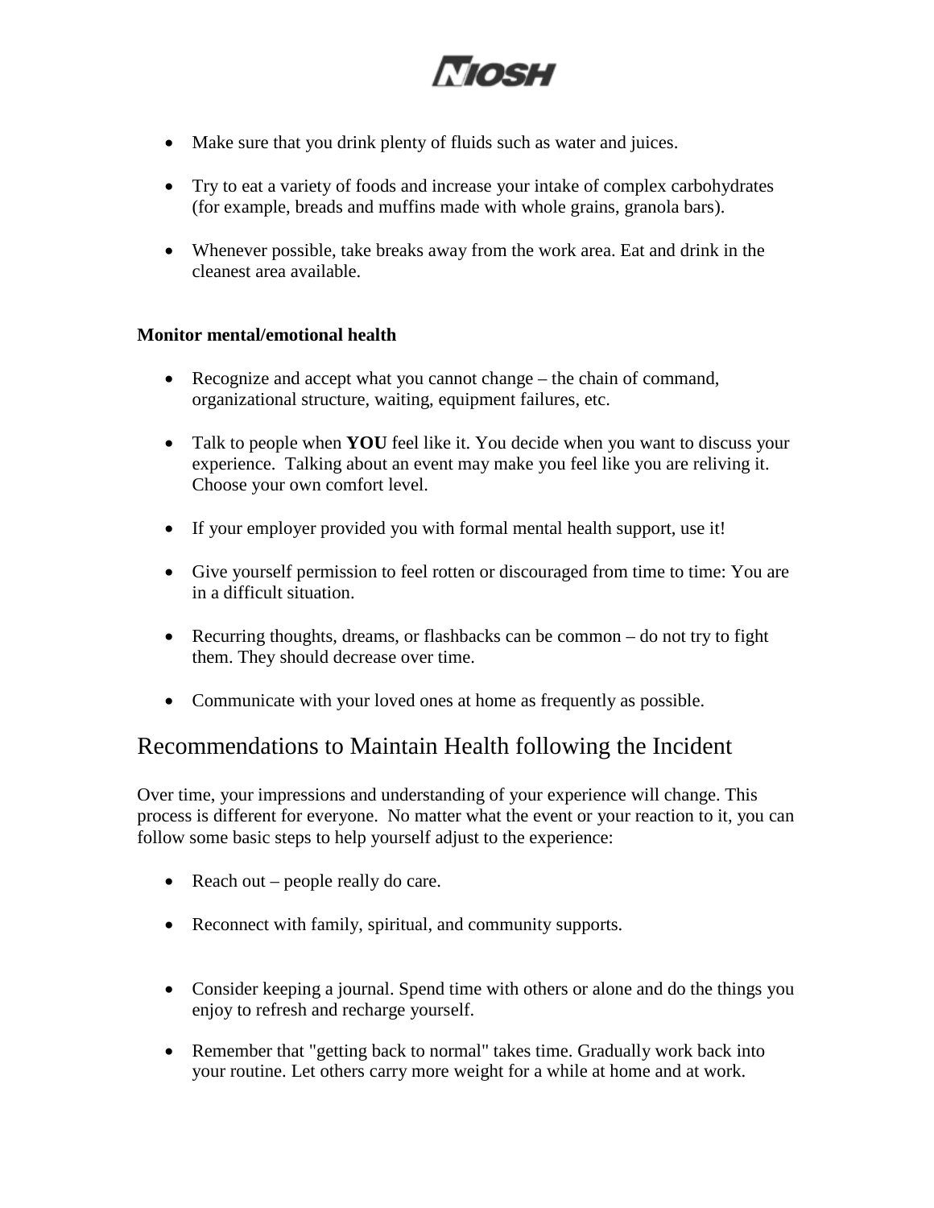- Make sure that you drink plenty of fluids such as water and juices.

- Try to eat a variety of foods and increase your intake of complex carbohydrates (for example, breads and muffins made with whole grains, granola bars).

- Whenever possible, take breaks away from the work area. Eat and drink in the cleanest area available.

**Monitor mental/emotional health**

- Recognize and accept what you cannot change – the chain of command, organizational structure, waiting, equipment failures, etc.

- Talk to people when **YOU** feel like it. You decide when you want to discuss your experience. Talking about an event may make you feel like you are reliving it. Choose your own comfort level.

- If your employer provided you with formal mental health support, use it!

- Give yourself permission to feel rotten or discouraged from time to time: You are in a difficult situation.

- Recurring thoughts, dreams, or flashbacks can be common – do not try to fight them. They should decrease over time.

- Communicate with your loved ones at home as frequently as possible.

## Recommendations to Maintain Health following the Incident

Over time, your impressions and understanding of your experience will change. This process is different for everyone. No matter what the event or your reaction to it, you can follow some basic steps to help yourself adjust to the experience:

- Reach out – people really do care.

- Reconnect with family, spiritual, and community supports.

- Consider keeping a journal. Spend time with others or alone and do the things you enjoy to refresh and recharge yourself.

- Remember that "getting back to normal" takes time. Gradually work back into your routine. Let others carry more weight for a while at home and at work.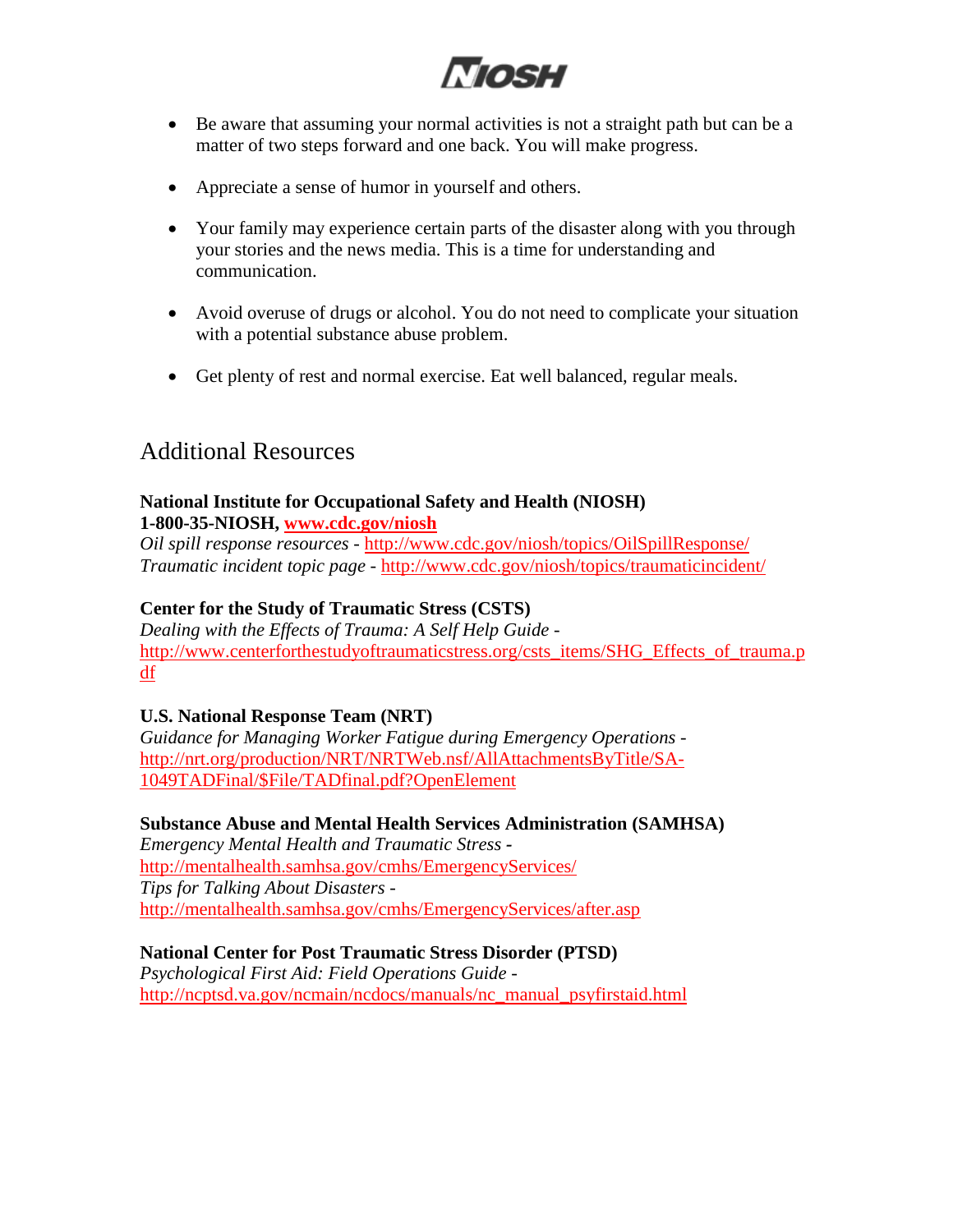- Be aware that assuming your normal activities is not a straight path but can be a matter of two steps forward and one back. You will make progress.

- Appreciate a sense of humor in yourself and others.

- Your family may experience certain parts of the disaster along with you through your stories and the news media. This is a time for understanding and communication.

- Avoid overuse of drugs or alcohol. You do not need to complicate your situation with a potential substance abuse problem.

- Get plenty of rest and normal exercise. Eat well balanced, regular meals.

## Additional Resources

**National Institute for Occupational Safety and Health (NIOSH)**
**1-800-35-NIOSH, www.cdc.gov/niosh**
*Oil spill response resources* - http://www.cdc.gov/niosh/topics/OilSpillResponse/
*Traumatic incident topic page* - http://www.cdc.gov/niosh/topics/traumaticincident/

**Center for the Study of Traumatic Stress (CSTS)**
*Dealing with the Effects of Trauma: A Self Help Guide* -
http://www.centerforthestudyoftraumaticstress.org/csts_items/SHG_Effects_of_trauma.pdf

**U.S. National Response Team (NRT)**
*Guidance for Managing Worker Fatigue during Emergency Operations* -
http://nrt.org/production/NRT/NRTWeb.nsf/AllAttachmentsByTitle/SA-1049TADFinal/$File/TADfinal.pdf?OpenElement

**Substance Abuse and Mental Health Services Administration (SAMHSA)**
*Emergency Mental Health and Traumatic Stress* -
http://mentalhealth.samhsa.gov/cmhs/EmergencyServices/
*Tips for Talking About Disasters* -
http://mentalhealth.samhsa.gov/cmhs/EmergencyServices/after.asp

**National Center for Post Traumatic Stress Disorder (PTSD)**
*Psychological First Aid: Field Operations Guide* -
http://ncptsd.va.gov/ncmain/ncdocs/manuals/nc_manual_psyfirstaid.html